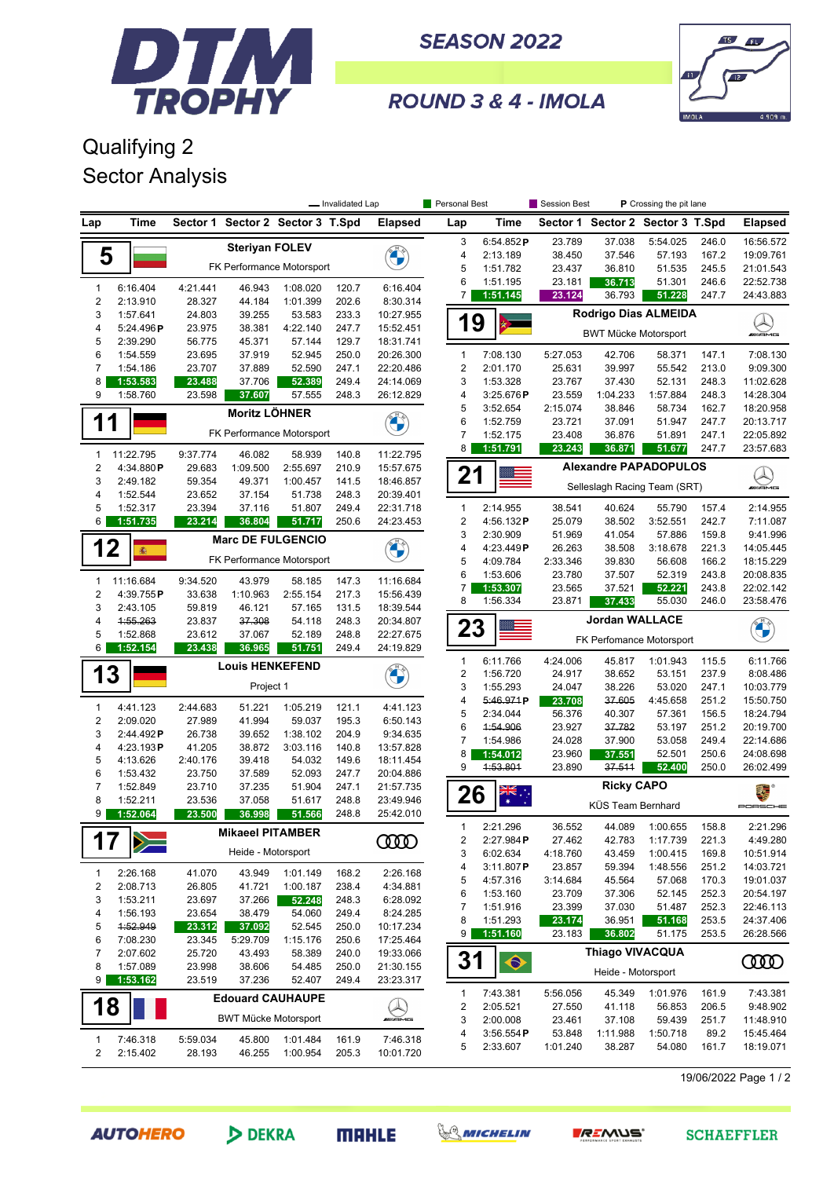# DTM TROPHY

**SEASON 2022**

**ROUND 3 & 4 - IMOLA**

## Qualifying 2
## Sector Analysis

Legend: — Invalidated Lap | Personal Best | Session Best | P Crossing the pit lane

### 5 — Steriyan FOLEV — FK Performance Motorsport

| Lap | Time | Sector 1 | Sector 2 | Sector 3 | T.Spd | Elapsed |
|---|---|---|---|---|---|---|
| 1 | 6:16.404 | 4:21.441 | 46.943 | 1:08.020 | 120.7 | 6:16.404 |
| 2 | 2:13.910 | 28.327 | 44.184 | 1:01.399 | 202.6 | 8:30.314 |
| 3 | 1:57.641 | 24.803 | 39.255 | 53.583 | 233.3 | 10:27.955 |
| 4 | 5:24.496 P | 23.975 | 38.381 | 4:22.140 | 247.7 | 15:52.451 |
| 5 | 2:39.290 | 56.775 | 45.371 | 57.144 | 129.7 | 18:31.741 |
| 6 | 1:54.559 | 23.695 | 37.919 | 52.945 | 250.0 | 20:26.300 |
| 7 | 1:54.186 | 23.707 | 37.889 | 52.590 | 247.1 | 22:20.486 |
| 8 | 1:53.583 | 23.488 | 37.706 | 52.389 | 249.4 | 24:14.069 |
| 9 | 1:58.760 | 23.598 | 37.607 | 57.555 | 248.3 | 26:12.829 |

### 11 — Moritz LÖHNER — FK Performance Motorsport

| Lap | Time | Sector 1 | Sector 2 | Sector 3 | T.Spd | Elapsed |
|---|---|---|---|---|---|---|
| 1 | 11:22.795 | 9:37.774 | 46.082 | 58.939 | 140.8 | 11:22.795 |
| 2 | 4:34.880 P | 29.683 | 1:09.500 | 2:55.697 | 210.9 | 15:57.675 |
| 3 | 2:49.182 | 59.354 | 49.371 | 1:00.457 | 141.5 | 18:46.857 |
| 4 | 1:52.544 | 23.652 | 37.154 | 51.738 | 248.3 | 20:39.401 |
| 5 | 1:52.317 | 23.394 | 37.116 | 51.807 | 249.4 | 22:31.718 |
| 6 | 1:51.735 | 23.214 | 36.804 | 51.717 | 250.6 | 24:23.453 |

### 12 — Marc DE FULGENCIO — FK Performance Motorsport

| Lap | Time | Sector 1 | Sector 2 | Sector 3 | T.Spd | Elapsed |
|---|---|---|---|---|---|---|
| 1 | 11:16.684 | 9:34.520 | 43.979 | 58.185 | 147.3 | 11:16.684 |
| 2 | 4:39.755 P | 33.638 | 1:10.963 | 2:55.154 | 217.3 | 15:56.439 |
| 3 | 2:43.105 | 59.819 | 46.121 | 57.165 | 131.5 | 18:39.544 |
| 4 | ~~1:55.263~~ | 23.837 | ~~37.308~~ | 54.118 | 248.3 | 20:34.807 |
| 5 | 1:52.868 | 23.612 | 37.067 | 52.189 | 248.8 | 22:27.675 |
| 6 | 1:52.154 | 23.438 | 36.965 | 51.751 | 249.4 | 24:19.829 |

### 13 — Louis HENKEFEND — Project 1

| Lap | Time | Sector 1 | Sector 2 | Sector 3 | T.Spd | Elapsed |
|---|---|---|---|---|---|---|
| 1 | 4:41.123 | 2:44.683 | 51.221 | 1:05.219 | 121.1 | 4:41.123 |
| 2 | 2:09.020 | 27.989 | 41.994 | 59.037 | 195.3 | 6:50.143 |
| 3 | 2:44.492 P | 26.738 | 39.652 | 1:38.102 | 204.9 | 9:34.635 |
| 4 | 4:23.193 P | 41.205 | 38.872 | 3:03.116 | 140.8 | 13:57.828 |
| 5 | 4:13.626 | 2:40.176 | 39.418 | 54.032 | 149.6 | 18:11.454 |
| 6 | 1:53.432 | 23.750 | 37.589 | 52.093 | 247.7 | 20:04.886 |
| 7 | 1:52.849 | 23.710 | 37.235 | 51.904 | 247.1 | 21:57.735 |
| 8 | 1:52.211 | 23.536 | 37.058 | 51.617 | 248.8 | 23:49.946 |
| 9 | 1:52.064 | 23.500 | 36.998 | 51.566 | 248.8 | 25:42.010 |

### 17 — Mikaeel PITAMBER — Heide - Motorsport

| Lap | Time | Sector 1 | Sector 2 | Sector 3 | T.Spd | Elapsed |
|---|---|---|---|---|---|---|
| 1 | 2:26.168 | 41.070 | 43.949 | 1:01.149 | 168.2 | 2:26.168 |
| 2 | 2:08.713 | 26.805 | 41.721 | 1:00.187 | 238.4 | 4:34.881 |
| 3 | 1:53.211 | 23.697 | 37.266 | 52.248 | 248.3 | 6:28.092 |
| 4 | 1:56.193 | 23.654 | 38.479 | 54.060 | 249.4 | 8:24.285 |
| 5 | ~~1:52.949~~ | 23.312 | 37.092 | 52.545 | 250.0 | 10:17.234 |
| 6 | 7:08.230 | 23.345 | 5:29.709 | 1:15.176 | 250.6 | 17:25.464 |
| 7 | 2:07.602 | 25.720 | 43.493 | 58.389 | 240.0 | 19:33.066 |
| 8 | 1:57.089 | 23.998 | 38.606 | 54.485 | 250.0 | 21:30.155 |
| 9 | 1:53.162 | 23.519 | 37.236 | 52.407 | 249.4 | 23:23.317 |

### 18 — Edouard CAUHAUPE — BWT Mücke Motorsport

| Lap | Time | Sector 1 | Sector 2 | Sector 3 | T.Spd | Elapsed |
|---|---|---|---|---|---|---|
| 1 | 7:46.318 | 5:59.034 | 45.800 | 1:01.484 | 161.9 | 7:46.318 |
| 2 | 2:15.402 | 28.193 | 46.255 | 1:00.954 | 205.3 | 10:01.720 |
| 3 | 6:54.852 P | 23.789 | 37.038 | 5:54.025 | 246.0 | 16:56.572 |
| 4 | 2:13.189 | 38.450 | 37.546 | 57.193 | 167.2 | 19:09.761 |
| 5 | 1:51.782 | 23.437 | 36.810 | 51.535 | 245.5 | 21:01.543 |
| 6 | 1:51.195 | 23.181 | 36.713 | 51.301 | 246.6 | 22:52.738 |
| 7 | 1:51.145 | 23.124 | 36.793 | 51.228 | 247.7 | 24:43.883 |

### 19 — Rodrigo Dias ALMEIDA — BWT Mücke Motorsport

| Lap | Time | Sector 1 | Sector 2 | Sector 3 | T.Spd | Elapsed |
|---|---|---|---|---|---|---|
| 1 | 7:08.130 | 5:27.053 | 42.706 | 58.371 | 147.1 | 7:08.130 |
| 2 | 2:01.170 | 25.631 | 39.997 | 55.542 | 213.0 | 9:09.300 |
| 3 | 1:53.328 | 23.767 | 37.430 | 52.131 | 248.3 | 11:02.628 |
| 4 | 3:25.676 P | 23.559 | 1:04.233 | 1:57.884 | 248.3 | 14:28.304 |
| 5 | 3:52.654 | 2:15.074 | 38.846 | 58.734 | 162.7 | 18:20.958 |
| 6 | 1:52.759 | 23.721 | 37.091 | 51.947 | 247.7 | 20:13.717 |
| 7 | 1:52.175 | 23.408 | 36.876 | 51.891 | 247.1 | 22:05.892 |
| 8 | 1:51.791 | 23.243 | 36.871 | 51.677 | 247.7 | 23:57.683 |

### 21 — Alexandre PAPADOPULOS — Selleslagh Racing Team (SRT)

| Lap | Time | Sector 1 | Sector 2 | Sector 3 | T.Spd | Elapsed |
|---|---|---|---|---|---|---|
| 1 | 2:14.955 | 38.541 | 40.624 | 55.790 | 157.4 | 2:14.955 |
| 2 | 4:56.132 P | 25.079 | 38.502 | 3:52.551 | 242.7 | 7:11.087 |
| 3 | 2:30.909 | 51.969 | 41.054 | 57.886 | 159.8 | 9:41.996 |
| 4 | 4:23.449 P | 26.263 | 38.508 | 3:18.678 | 221.3 | 14:05.445 |
| 5 | 4:09.784 | 2:33.346 | 39.830 | 56.608 | 166.2 | 18:15.229 |
| 6 | 1:53.606 | 23.780 | 37.507 | 52.319 | 243.8 | 20:08.835 |
| 7 | 1:53.307 | 23.565 | 37.521 | 52.221 | 243.8 | 22:02.142 |
| 8 | 1:56.334 | 23.871 | 37.433 | 55.030 | 246.0 | 23:58.476 |

### 23 — Jordan WALLACE — FK Perfomance Motorsport

| Lap | Time | Sector 1 | Sector 2 | Sector 3 | T.Spd | Elapsed |
|---|---|---|---|---|---|---|
| 1 | 6:11.766 | 4:24.006 | 45.817 | 1:01.943 | 115.5 | 6:11.766 |
| 2 | 1:56.720 | 24.917 | 38.652 | 53.151 | 237.9 | 8:08.486 |
| 3 | 1:55.293 | 24.047 | 38.226 | 53.020 | 247.1 | 10:03.779 |
| 4 | ~~5:46.971~~ P | 23.708 | ~~37.605~~ | 4:45.658 | 251.2 | 15:50.750 |
| 5 | 2:34.044 | 56.376 | 40.307 | 57.361 | 156.5 | 18:24.794 |
| 6 | ~~1:54.906~~ | 23.927 | ~~37.782~~ | 53.197 | 251.2 | 20:19.700 |
| 7 | 1:54.986 | 24.028 | 37.900 | 53.058 | 249.4 | 22:14.686 |
| 8 | 1:54.012 | 23.960 | 37.551 | 52.501 | 250.6 | 24:08.698 |
| 9 | ~~1:53.801~~ | 23.890 | ~~37.511~~ | 52.400 | 250.0 | 26:02.499 |

### 26 — Ricky CAPO — KÜS Team Bernhard

| Lap | Time | Sector 1 | Sector 2 | Sector 3 | T.Spd | Elapsed |
|---|---|---|---|---|---|---|
| 1 | 2:21.296 | 36.552 | 44.089 | 1:00.655 | 158.8 | 2:21.296 |
| 2 | 2:27.984 P | 27.462 | 42.783 | 1:17.739 | 221.3 | 4:49.280 |
| 3 | 6:02.634 | 4:18.760 | 43.459 | 1:00.415 | 169.8 | 10:51.914 |
| 4 | 3:11.807 P | 23.857 | 59.394 | 1:48.556 | 251.2 | 14:03.721 |
| 5 | 4:57.316 | 3:14.684 | 45.564 | 57.068 | 170.3 | 19:01.037 |
| 6 | 1:53.160 | 23.709 | 37.306 | 52.145 | 252.3 | 20:54.197 |
| 7 | 1:51.916 | 23.399 | 37.030 | 51.487 | 252.3 | 22:46.113 |
| 8 | 1:51.293 | 23.174 | 36.951 | 51.168 | 253.5 | 24:37.406 |
| 9 | 1:51.160 | 23.183 | 36.802 | 51.175 | 253.5 | 26:28.566 |

### 31 — Thiago VIVACQUA — Heide - Motorsport

| Lap | Time | Sector 1 | Sector 2 | Sector 3 | T.Spd | Elapsed |
|---|---|---|---|---|---|---|
| 1 | 7:43.381 | 5:56.056 | 45.349 | 1:01.976 | 161.9 | 7:43.381 |
| 2 | 2:05.521 | 27.550 | 41.118 | 56.853 | 206.5 | 9:48.902 |
| 3 | 2:00.008 | 23.461 | 37.108 | 59.439 | 251.7 | 11:48.910 |
| 4 | 3:56.554 P | 53.848 | 1:11.988 | 1:50.718 | 89.2 | 15:45.464 |
| 5 | 2:33.607 | 1:01.240 | 38.287 | 54.080 | 161.7 | 18:19.071 |

19/06/2022 Page 1 / 2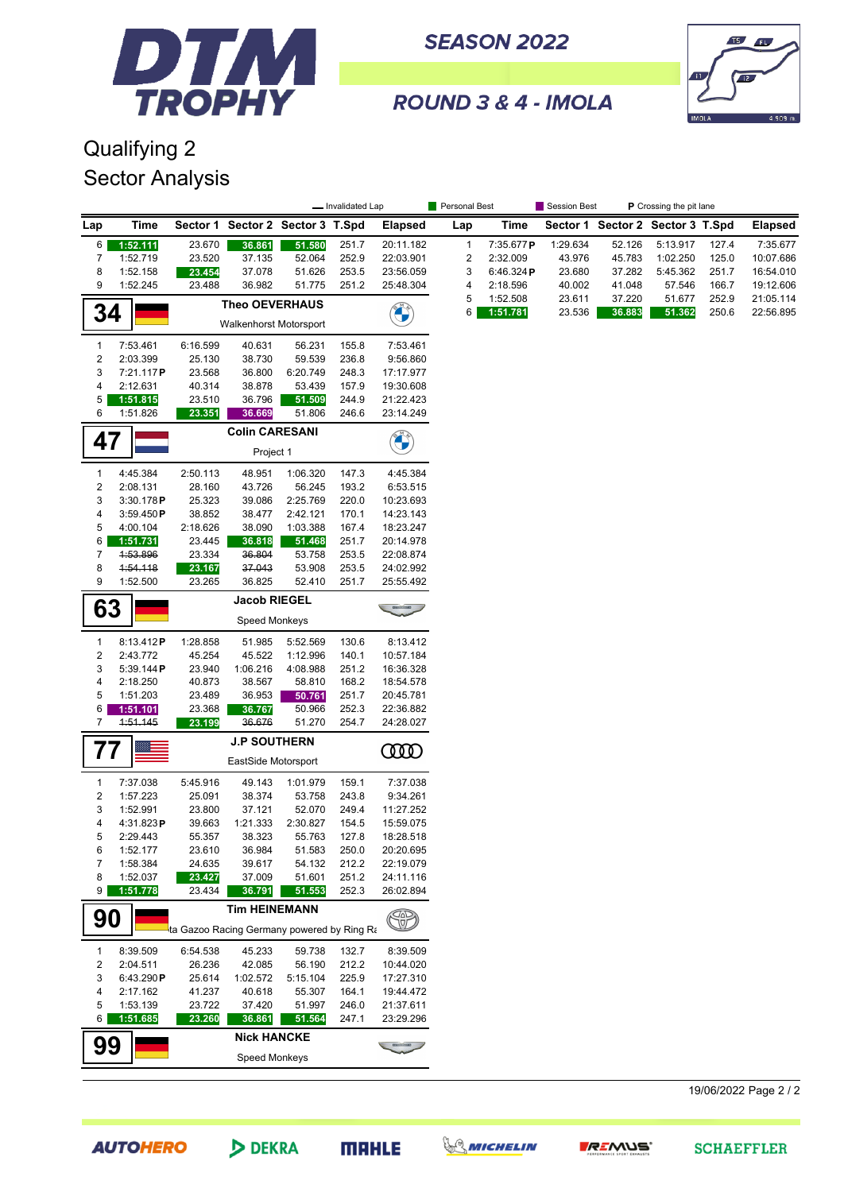# DTM TROPHY

SEASON 2022

ROUND 3 & 4 - IMOLA

## Qualifying 2
## Sector Analysis

— Invalidated Lap | Personal Best | Session Best | P Crossing the pit lane

| Lap | Time | Sector 1 | Sector 2 | Sector 3 | T.Spd | Elapsed |
|---|---|---|---|---|---|---|
| 6 | 1:52.111 | 23.670 | 36.861 | 51.580 | 251.7 | 20:11.182 |
| 7 | 1:52.719 | 23.520 | 37.135 | 52.064 | 252.9 | 22:03.901 |
| 8 | 1:52.158 | 23.454 | 37.078 | 51.626 | 253.5 | 23:56.059 |
| 9 | 1:52.245 | 23.488 | 36.982 | 51.775 | 251.2 | 25:48.304 |

### 34 — Theo OEVERHAUS — Walkenhorst Motorsport

| Lap | Time | Sector 1 | Sector 2 | Sector 3 | T.Spd | Elapsed |
|---|---|---|---|---|---|---|
| 1 | 7:53.461 | 6:16.599 | 40.631 | 56.231 | 155.8 | 7:53.461 |
| 2 | 2:03.399 | 25.130 | 38.730 | 59.539 | 236.8 | 9:56.860 |
| 3 | 7:21.117 P | 23.568 | 36.800 | 6:20.749 | 248.3 | 17:17.977 |
| 4 | 2:12.631 | 40.314 | 38.878 | 53.439 | 157.9 | 19:30.608 |
| 5 | 1:51.815 | 23.510 | 36.796 | 51.509 | 244.9 | 21:22.423 |
| 6 | 1:51.826 | 23.351 | 36.669 | 51.806 | 246.6 | 23:14.249 |

### 47 — Colin CARESANI — Project 1

| Lap | Time | Sector 1 | Sector 2 | Sector 3 | T.Spd | Elapsed |
|---|---|---|---|---|---|---|
| 1 | 4:45.384 | 2:50.113 | 48.951 | 1:06.320 | 147.3 | 4:45.384 |
| 2 | 2:08.131 | 28.160 | 43.726 | 56.245 | 193.2 | 6:53.515 |
| 3 | 3:30.178 P | 25.323 | 39.086 | 2:25.769 | 220.0 | 10:23.693 |
| 4 | 3:59.450 P | 38.852 | 38.477 | 2:42.121 | 170.1 | 14:23.143 |
| 5 | 4:00.104 | 2:18.626 | 38.090 | 1:03.388 | 167.4 | 18:23.247 |
| 6 | 1:51.731 | 23.445 | 36.818 | 51.468 | 251.7 | 20:14.978 |
| 7 | ~~1:53.896~~ | 23.334 | ~~36.804~~ | 53.758 | 253.5 | 22:08.874 |
| 8 | ~~1:54.118~~ | 23.167 | ~~37.043~~ | 53.908 | 253.5 | 24:02.992 |
| 9 | 1:52.500 | 23.265 | 36.825 | 52.410 | 251.7 | 25:55.492 |

### 63 — Jacob RIEGEL — Speed Monkeys

| Lap | Time | Sector 1 | Sector 2 | Sector 3 | T.Spd | Elapsed |
|---|---|---|---|---|---|---|
| 1 | 8:13.412 P | 1:28.858 | 51.985 | 5:52.569 | 130.6 | 8:13.412 |
| 2 | 2:43.772 | 45.254 | 45.522 | 1:12.996 | 140.1 | 10:57.184 |
| 3 | 5:39.144 P | 23.940 | 1:06.216 | 4:08.988 | 251.2 | 16:36.328 |
| 4 | 2:18.250 | 40.873 | 38.567 | 58.810 | 168.2 | 18:54.578 |
| 5 | 1:51.203 | 23.489 | 36.953 | 50.761 | 251.7 | 20:45.781 |
| 6 | 1:51.101 | 23.368 | 36.767 | 50.966 | 252.3 | 22:36.882 |
| 7 | ~~1:51.145~~ | 23.199 | ~~36.676~~ | 51.270 | 254.7 | 24:28.027 |

### 77 — J.P SOUTHERN — EastSide Motorsport

| Lap | Time | Sector 1 | Sector 2 | Sector 3 | T.Spd | Elapsed |
|---|---|---|---|---|---|---|
| 1 | 7:37.038 | 5:45.916 | 49.143 | 1:01.979 | 159.1 | 7:37.038 |
| 2 | 1:57.223 | 25.091 | 38.374 | 53.758 | 243.8 | 9:34.261 |
| 3 | 1:52.991 | 23.800 | 37.121 | 52.070 | 249.4 | 11:27.252 |
| 4 | 4:31.823 P | 39.663 | 1:21.333 | 2:30.827 | 154.5 | 15:59.075 |
| 5 | 2:29.443 | 55.357 | 38.323 | 55.763 | 127.8 | 18:28.518 |
| 6 | 1:52.177 | 23.610 | 36.984 | 51.583 | 250.0 | 20:20.695 |
| 7 | 1:58.384 | 24.635 | 39.617 | 54.132 | 212.2 | 22:19.079 |
| 8 | 1:52.037 | 23.427 | 37.009 | 51.601 | 251.2 | 24:11.116 |
| 9 | 1:51.778 | 23.434 | 36.791 | 51.553 | 252.3 | 26:02.894 |

### 90 — Tim HEINEMANN — Toyota Gazoo Racing Germany powered by Ring Racing

| Lap | Time | Sector 1 | Sector 2 | Sector 3 | T.Spd | Elapsed |
|---|---|---|---|---|---|---|
| 1 | 8:39.509 | 6:54.538 | 45.233 | 59.738 | 132.7 | 8:39.509 |
| 2 | 2:04.511 | 26.236 | 42.085 | 56.190 | 212.2 | 10:44.020 |
| 3 | 6:43.290 P | 25.614 | 1:02.572 | 5:15.104 | 225.9 | 17:27.310 |
| 4 | 2:17.162 | 41.237 | 40.618 | 55.307 | 164.1 | 19:44.472 |
| 5 | 1:53.139 | 23.722 | 37.420 | 51.997 | 246.0 | 21:37.611 |
| 6 | 1:51.685 | 23.260 | 36.861 | 51.564 | 247.1 | 23:29.296 |

### 99 — Nick HANCKE — Speed Monkeys

| Lap | Time | Sector 1 | Sector 2 | Sector 3 | T.Spd | Elapsed |
|---|---|---|---|---|---|---|
| 1 | 7:35.677 P | 1:29.634 | 52.126 | 5:13.917 | 127.4 | 7:35.677 |
| 2 | 2:32.009 | 43.976 | 45.783 | 1:02.250 | 125.0 | 10:07.686 |
| 3 | 6:46.324 P | 23.680 | 37.282 | 5:45.362 | 251.7 | 16:54.010 |
| 4 | 2:18.596 | 40.002 | 41.048 | 57.546 | 166.7 | 19:12.606 |
| 5 | 1:52.508 | 23.611 | 37.220 | 51.677 | 252.9 | 21:05.114 |
| 6 | 1:51.781 | 23.536 | 36.883 | 51.362 | 250.6 | 22:56.895 |

19/06/2022

AUTOHERO · DEKRA · MAHLE · MICHELIN · REMUS · SCHAEFFLER